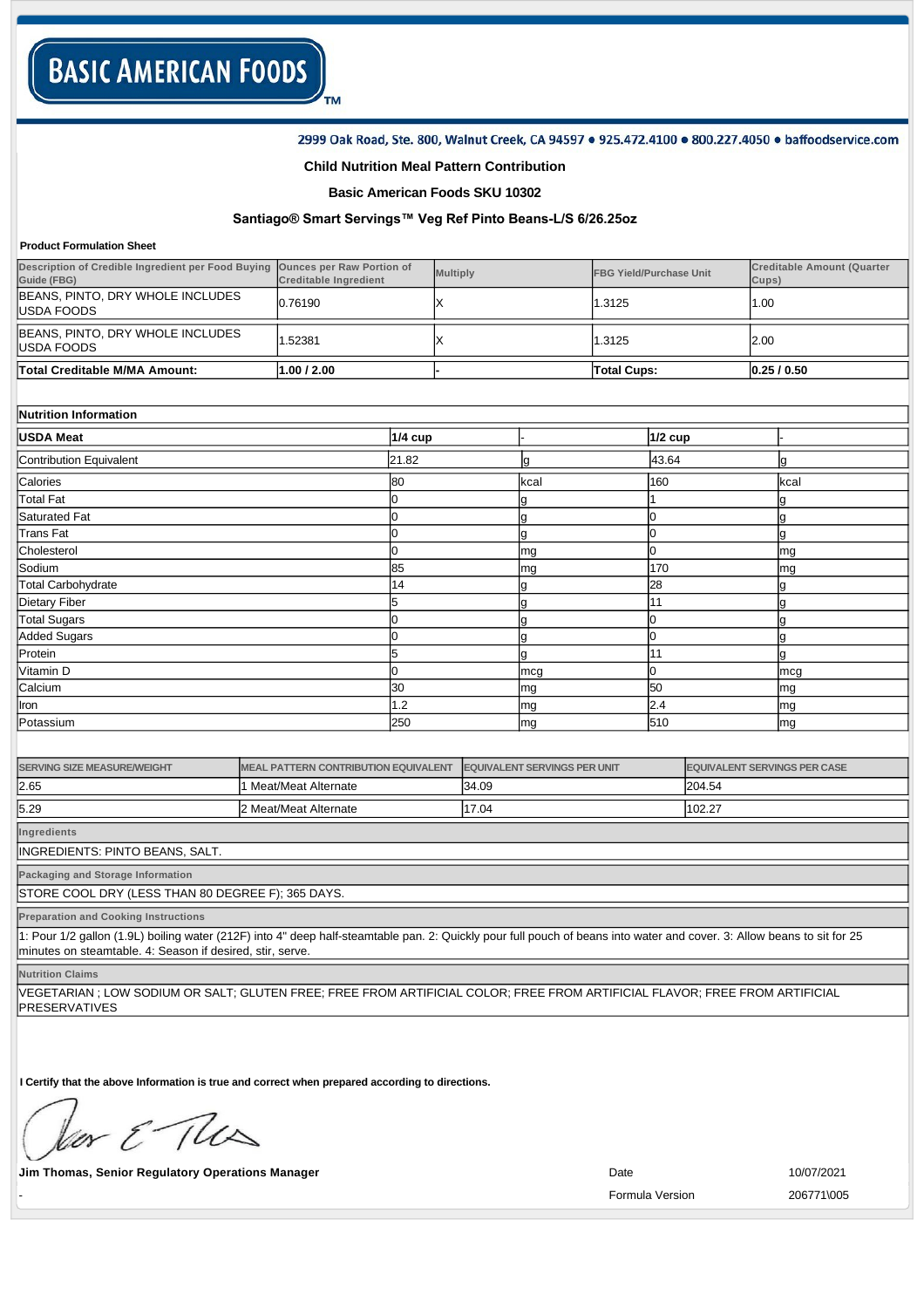**BASIC AMERICAN FOODS**

2999 Oak Road, Ste. 800, Walnut Creek, CA 94597 • 925.472.4100 • 800.227.4050 • baffoodservice.com

## Child Nutrition Meal Pattern Contribution

### Basic American Foods SKU 10302

### Santiago® Smart Servings™ Veg Ref Pinto Beans-L/S 6/26.25oz

**Product Formulation Sheet**

| Description of Credible Ingredient per Food Buying Guide (FBG) | Ounces per Raw Portion of Creditable Ingredient | Multiply | FBG Yield/Purchase Unit | Creditable Amount (Quarter Cups) |
|---|---|---|---|---|
| BEANS, PINTO, DRY WHOLE INCLUDES USDA FOODS | 0.76190 | X | 1.3125 | 1.00 |
| BEANS, PINTO, DRY WHOLE INCLUDES USDA FOODS | 1.52381 | X | 1.3125 | 2.00 |
| **Total Creditable M/MA Amount:** | **1.00 / 2.00** | - | **Total Cups:** | **0.25 / 0.50** |

**Nutrition Information**

| **USDA Meat** | **1/4 cup** | - | **1/2 cup** | - |
|---|---|---|---|---|
| Contribution Equivalent | 21.82 | g | 43.64 | g |
| Calories | 80 | kcal | 160 | kcal |
| Total Fat | 0 | g | 1 | g |
| Saturated Fat | 0 | g | 0 | g |
| Trans Fat | 0 | g | 0 | g |
| Cholesterol | 0 | mg | 0 | mg |
| Sodium | 85 | mg | 170 | mg |
| Total Carbohydrate | 14 | g | 28 | g |
| Dietary Fiber | 5 | g | 11 | g |
| Total Sugars | 0 | g | 0 | g |
| Added Sugars | 0 | g | 0 | g |
| Protein | 5 | g | 11 | g |
| Vitamin D | 0 | mcg | 0 | mcg |
| Calcium | 30 | mg | 50 | mg |
| Iron | 1.2 | mg | 2.4 | mg |
| Potassium | 250 | mg | 510 | mg |

| SERVING SIZE MEASURE/WEIGHT | MEAL PATTERN CONTRIBUTION EQUIVALENT | EQUIVALENT SERVINGS PER UNIT | EQUIVALENT SERVINGS PER CASE |
|---|---|---|---|
| 2.65 | 1 Meat/Meat Alternate | 34.09 | 204.54 |
| 5.29 | 2 Meat/Meat Alternate | 17.04 | 102.27 |

**Ingredients**

INGREDIENTS: PINTO BEANS, SALT.

**Packaging and Storage Information**

STORE COOL DRY (LESS THAN 80 DEGREE F); 365 DAYS.

**Preparation and Cooking Instructions**

1: Pour 1/2 gallon (1.9L) boiling water (212F) into 4" deep half-steamtable pan. 2: Quickly pour full pouch of beans into water and cover. 3: Allow beans to sit for 25 minutes on steamtable. 4: Season if desired, stir, serve.

**Nutrition Claims**

VEGETARIAN ; LOW SODIUM OR SALT; GLUTEN FREE; FREE FROM ARTIFICIAL COLOR; FREE FROM ARTIFICIAL FLAVOR; FREE FROM ARTIFICIAL PRESERVATIVES

**I Certify that the above Information is true and correct when prepared according to directions.**

**Jim Thomas, Senior Regulatory Operations Manager**

Date 10/07/2021

Formula Version 206771\005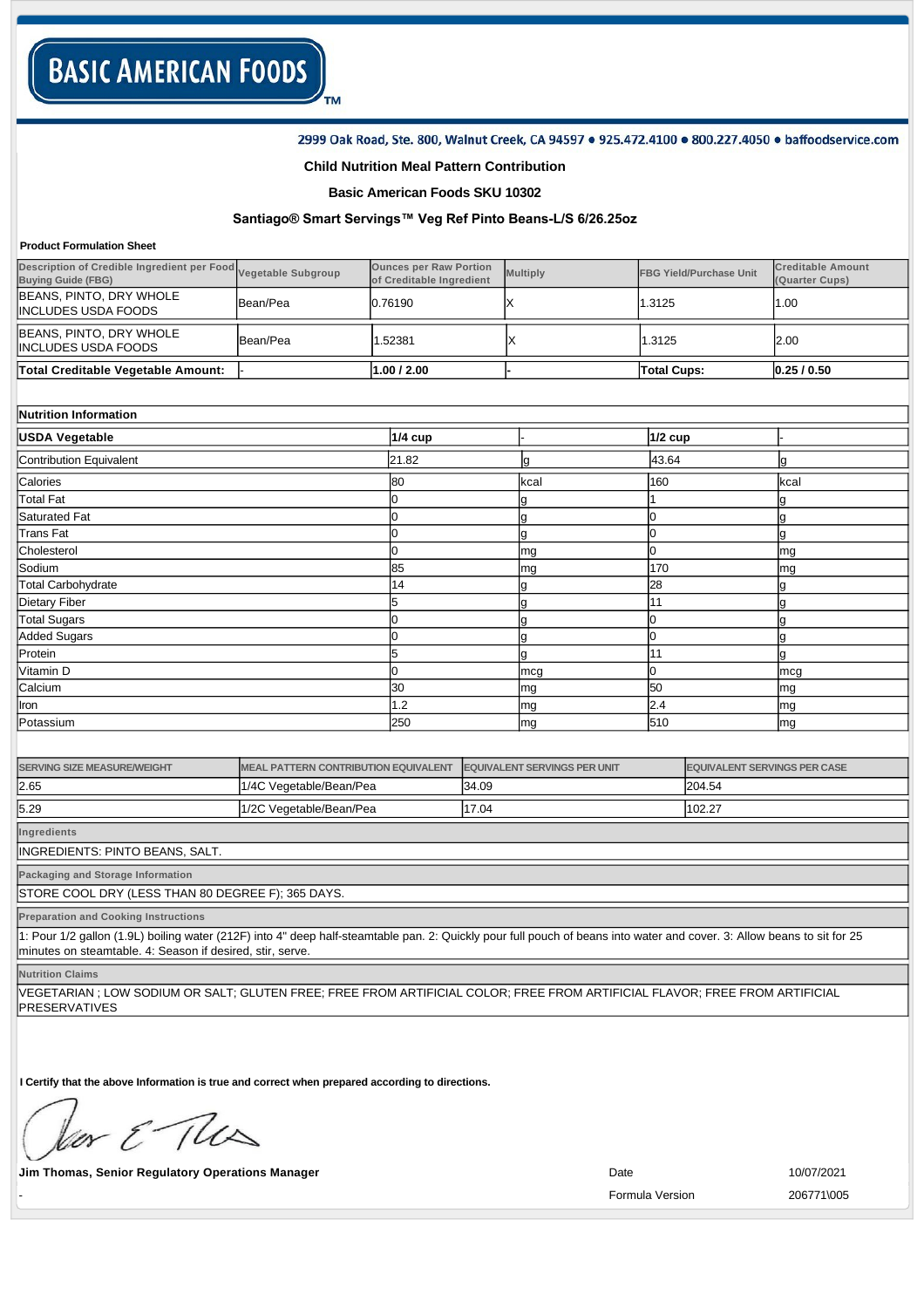# BASIC AMERICAN FOODS™

2999 Oak Road, Ste. 800, Walnut Creek, CA 94597 • 925.472.4100 • 800.227.4050 • baffoodservice.com

**Child Nutrition Meal Pattern Contribution**

**Basic American Foods SKU 10302**

**Santiago® Smart Servings™ Veg Ref Pinto Beans-L/S 6/26.25oz**

**Product Formulation Sheet**

| Description of Credible Ingredient per Food Buying Guide (FBG) | Vegetable Subgroup | Ounces per Raw Portion of Creditable Ingredient | Multiply | FBG Yield/Purchase Unit | Creditable Amount (Quarter Cups) |
|---|---|---|---|---|---|
| BEANS, PINTO, DRY WHOLE INCLUDES USDA FOODS | Bean/Pea | 0.76190 | X | 1.3125 | 1.00 |
| BEANS, PINTO, DRY WHOLE INCLUDES USDA FOODS | Bean/Pea | 1.52381 | X | 1.3125 | 2.00 |
| **Total Creditable Vegetable Amount:** | - | **1.00 / 2.00** | - | **Total Cups:** | **0.25 / 0.50** |

**Nutrition Information**

| USDA Vegetable | 1/4 cup | - | 1/2 cup | - |
|---|---|---|---|---|
| Contribution Equivalent | 21.82 | g | 43.64 | g |
| Calories | 80 | kcal | 160 | kcal |
| Total Fat | 0 | g | 1 | g |
| Saturated Fat | 0 | g | 0 | g |
| Trans Fat | 0 | g | 0 | g |
| Cholesterol | 0 | mg | 0 | mg |
| Sodium | 85 | mg | 170 | mg |
| Total Carbohydrate | 14 | g | 28 | g |
| Dietary Fiber | 5 | g | 11 | g |
| Total Sugars | 0 | g | 0 | g |
| Added Sugars | 0 | g | 0 | g |
| Protein | 5 | g | 11 | g |
| Vitamin D | 0 | mcg | 0 | mcg |
| Calcium | 30 | mg | 50 | mg |
| Iron | 1.2 | mg | 2.4 | mg |
| Potassium | 250 | mg | 510 | mg |

| SERVING SIZE MEASURE/WEIGHT | MEAL PATTERN CONTRIBUTION EQUIVALENT | EQUIVALENT SERVINGS PER UNIT | EQUIVALENT SERVINGS PER CASE |
|---|---|---|---|
| 2.65 | 1/4C Vegetable/Bean/Pea | 34.09 | 204.54 |
| 5.29 | 1/2C Vegetable/Bean/Pea | 17.04 | 102.27 |

**Ingredients**

INGREDIENTS: PINTO BEANS, SALT.

**Packaging and Storage Information**

STORE COOL DRY (LESS THAN 80 DEGREE F); 365 DAYS.

**Preparation and Cooking Instructions**

1: Pour 1/2 gallon (1.9L) boiling water (212F) into 4" deep half-steamtable pan. 2: Quickly pour full pouch of beans into water and cover. 3: Allow beans to sit for 25 minutes on steamtable. 4: Season if desired, stir, serve.

**Nutrition Claims**

VEGETARIAN ; LOW SODIUM OR SALT; GLUTEN FREE; FREE FROM ARTIFICIAL COLOR; FREE FROM ARTIFICIAL FLAVOR; FREE FROM ARTIFICIAL PRESERVATIVES

**I Certify that the above Information is true and correct when prepared according to directions.**

**Jim Thomas, Senior Regulatory Operations Manager**

Date 10/07/2021

Formula Version 206771\005